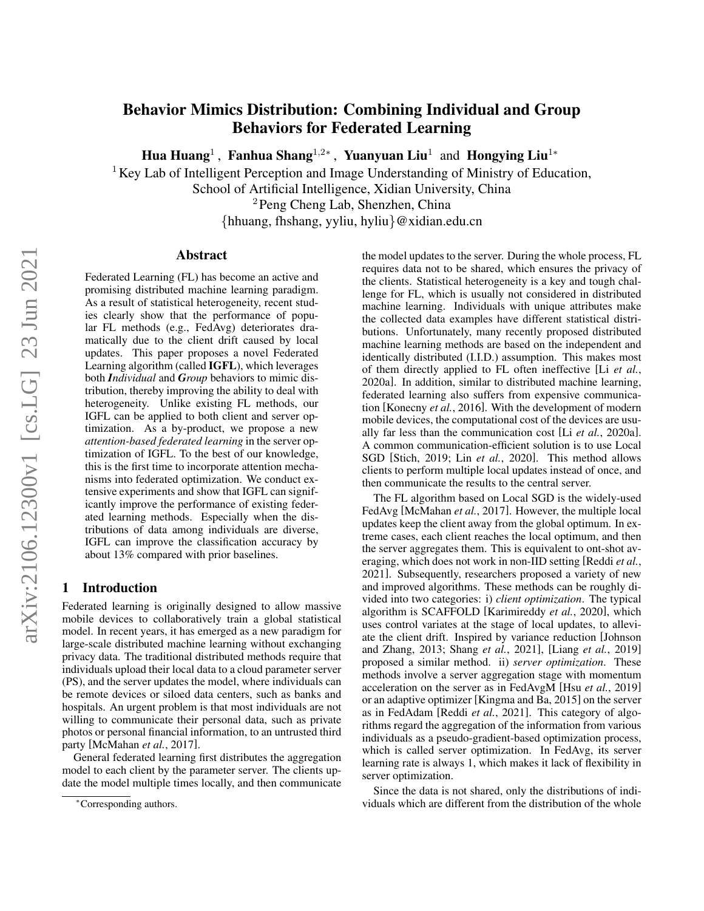# Behavior Mimics Distribution: Combining Individual and Group Behaviors for Federated Learning

**Hua Huang**[1], **Fanhua Shang**[1,2*], **Yuanyuan Liu**[1] and **Hongying Liu**[1*]

[1] Key Lab of Intelligent Perception and Image Understanding of Ministry of Education, School of Artificial Intelligence, Xidian University, China

[2] Peng Cheng Lab, Shenzhen, China

{hhuang, fhshang, yyliu, hyliu}@xidian.edu.cn

## Abstract

Federated Learning (FL) has become an active and promising distributed machine learning paradigm. As a result of statistical heterogeneity, recent studies clearly show that the performance of popular FL methods (e.g., FedAvg) deteriorates dramatically due to the client drift caused by local updates. This paper proposes a novel Federated Learning algorithm (called **IGFL**), which leverages both ***Individual*** and ***Group*** behaviors to mimic distribution, thereby improving the ability to deal with heterogeneity. Unlike existing FL methods, our IGFL can be applied to both client and server optimization. As a by-product, we propose a new *attention-based federated learning* in the server optimization of IGFL. To the best of our knowledge, this is the first time to incorporate attention mechanisms into federated optimization. We conduct extensive experiments and show that IGFL can significantly improve the performance of existing federated learning methods. Especially when the distributions of data among individuals are diverse, IGFL can improve the classification accuracy by about 13% compared with prior baselines.

## 1 Introduction

Federated learning is originally designed to allow massive mobile devices to collaboratively train a global statistical model. In recent years, it has emerged as a new paradigm for large-scale distributed machine learning without exchanging privacy data. The traditional distributed methods require that individuals upload their local data to a cloud parameter server (PS), and the server updates the model, where individuals can be remote devices or siloed data centers, such as banks and hospitals. An urgent problem is that most individuals are not willing to communicate their personal data, such as private photos or personal financial information, to an untrusted third party [McMahan *et al.*, 2017].

General federated learning first distributes the aggregation model to each client by the parameter server. The clients update the model multiple times locally, and then communicate the model updates to the server. During the whole process, FL requires data not to be shared, which ensures the privacy of the clients. Statistical heterogeneity is a key and tough challenge for FL, which is usually not considered in distributed machine learning. Individuals with unique attributes make the collected data examples have different statistical distributions. Unfortunately, many recently proposed distributed machine learning methods are based on the independent and identically distributed (I.I.D.) assumption. This makes most of them directly applied to FL often ineffective [Li *et al.*, 2020a]. In addition, similar to distributed machine learning, federated learning also suffers from expensive communication [Konecny *et al.*, 2016]. With the development of modern mobile devices, the computational cost of the devices are usually far less than the communication cost [Li *et al.*, 2020a]. A common communication-efficient solution is to use Local SGD [Stich, 2019; Lin *et al.*, 2020]. This method allows clients to perform multiple local updates instead of once, and then communicate the results to the central server.

The FL algorithm based on Local SGD is the widely-used FedAvg [McMahan *et al.*, 2017]. However, the multiple local updates keep the client away from the global optimum. In extreme cases, each client reaches the local optimum, and then the server aggregates them. This is equivalent to ont-shot averaging, which does not work in non-IID setting [Reddi *et al.*, 2021]. Subsequently, researchers proposed a variety of new and improved algorithms. These methods can be roughly divided into two categories: i) *client optimization*. The typical algorithm is SCAFFOLD [Karimireddy *et al.*, 2020], which uses control variates at the stage of local updates, to alleviate the client drift. Inspired by variance reduction [Johnson and Zhang, 2013; Shang *et al.*, 2021], [Liang *et al.*, 2019] proposed a similar method. ii) *server optimization*. These methods involve a server aggregation stage with momentum acceleration on the server as in FedAvgM [Hsu *et al.*, 2019] or an adaptive optimizer [Kingma and Ba, 2015] on the server as in FedAdam [Reddi *et al.*, 2021]. This category of algorithms regard the aggregation of the information from various individuals as a pseudo-gradient-based optimization process, which is called server optimization. In FedAvg, its server learning rate is always 1, which makes it lack of flexibility in server optimization.

Since the data is not shared, only the distributions of individuals which are different from the distribution of the whole

*Corresponding authors.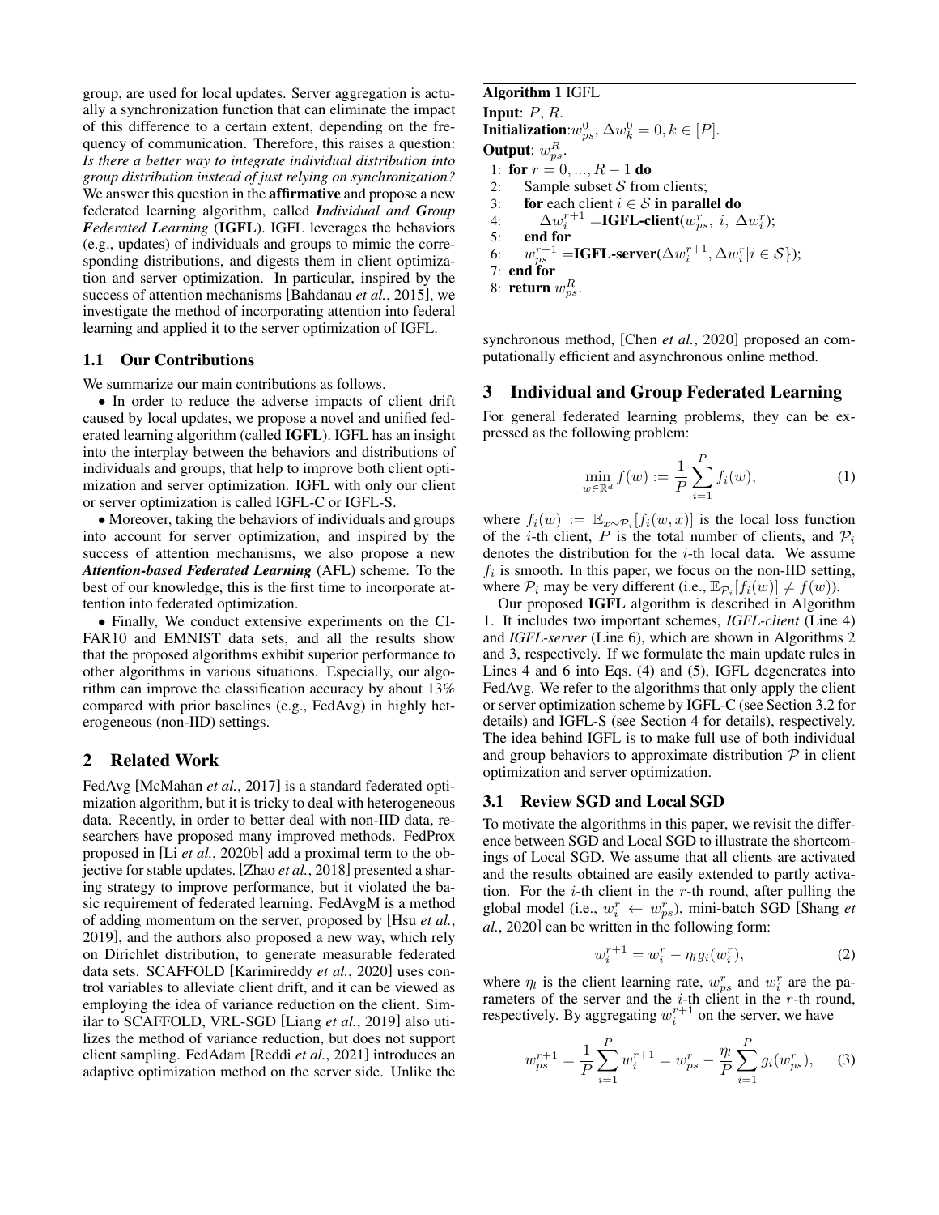group, are used for local updates. Server aggregation is actually a synchronization function that can eliminate the impact of this difference to a certain extent, depending on the frequency of communication. Therefore, this raises a question: *Is there a better way to integrate individual distribution into group distribution instead of just relying on synchronization?* We answer this question in the **affirmative** and propose a new federated learning algorithm, called ***Individual and Group Federated Learning*** (**IGFL**). IGFL leverages the behaviors (e.g., updates) of individuals and groups to mimic the corresponding distributions, and digests them in client optimization and server optimization. In particular, inspired by the success of attention mechanisms [Bahdanau *et al.*, 2015], we investigate the method of incorporating attention into federal learning and applied it to the server optimization of IGFL.

### 1.1 Our Contributions

We summarize our main contributions as follows.

• In order to reduce the adverse impacts of client drift caused by local updates, we propose a novel and unified federated learning algorithm (called **IGFL**). IGFL has an insight into the interplay between the behaviors and distributions of individuals and groups, that help to improve both client optimization and server optimization. IGFL with only our client or server optimization is called IGFL-C or IGFL-S.

• Moreover, taking the behaviors of individuals and groups into account for server optimization, and inspired by the success of attention mechanisms, we also propose a new ***Attention-based Federated Learning*** (AFL) scheme. To the best of our knowledge, this is the first time to incorporate attention into federated optimization.

• Finally, We conduct extensive experiments on the CIFAR10 and EMNIST data sets, and all the results show that the proposed algorithms exhibit superior performance to other algorithms in various situations. Especially, our algorithm can improve the classification accuracy by about 13% compared with prior baselines (e.g., FedAvg) in highly heterogeneous (non-IID) settings.

## 2 Related Work

FedAvg [McMahan *et al.*, 2017] is a standard federated optimization algorithm, but it is tricky to deal with heterogeneous data. Recently, in order to better deal with non-IID data, researchers have proposed many improved methods. FedProx proposed in [Li *et al.*, 2020b] add a proximal term to the objective for stable updates. [Zhao *et al.*, 2018] presented a sharing strategy to improve performance, but it violated the basic requirement of federated learning. FedAvgM is a method of adding momentum on the server, proposed by [Hsu *et al.*, 2019], and the authors also proposed a new way, which rely on Dirichlet distribution, to generate measurable federated data sets. SCAFFOLD [Karimireddy *et al.*, 2020] uses control variables to alleviate client drift, and it can be viewed as employing the idea of variance reduction on the client. Similar to SCAFFOLD, VRL-SGD [Liang *et al.*, 2019] also utilizes the method of variance reduction, but does not support client sampling. FedAdam [Reddi *et al.*, 2021] introduces an adaptive optimization method on the server side. Unlike the synchronous method, [Chen *et al.*, 2020] proposed an computationally efficient and asynchronous online method.

**Algorithm 1** IGFL

**Input**: $P$, $R$.
**Initialization**: $w_{ps}^0$, $\Delta w_k^0 = 0, k \in [P]$.
**Output**: $w_{ps}^R$.

```
1: for r = 0, ..., R − 1 do
2:     Sample subset S from clients;
3:     for each client i ∈ S in parallel do
4:         Δw_i^{r+1} = IGFL-client(w_ps^r, i, Δw_i^r);
5:     end for
6:     w_ps^{r+1} = IGFL-server(Δw_i^{r+1}, Δw_i^r | i ∈ S});
7: end for
8: return w_ps^R.
```

## 3 Individual and Group Federated Learning

For general federated learning problems, they can be expressed as the following problem:

$$\min_{w \in \mathbb{R}^d} f(w) := \frac{1}{P} \sum_{i=1}^{P} f_i(w), \tag{1}$$

where $f_i(w) := \mathbb{E}_{x \sim \mathcal{P}_i}[f_i(w, x)]$ is the local loss function of the $i$-th client, $P$ is the total number of clients, and $\mathcal{P}_i$ denotes the distribution for the $i$-th local data. We assume $f_i$ is smooth. In this paper, we focus on the non-IID setting, where $\mathcal{P}_i$ may be very different (i.e., $\mathbb{E}_{\mathcal{P}_i}[f_i(w)] \neq f(w)$).

Our proposed **IGFL** algorithm is described in Algorithm 1. It includes two important schemes, *IGFL-client* (Line 4) and *IGFL-server* (Line 6), which are shown in Algorithms 2 and 3, respectively. If we formulate the main update rules in Lines 4 and 6 into Eqs. (4) and (5), IGFL degenerates into FedAvg. We refer to the algorithms that only apply the client or server optimization scheme by IGFL-C (see Section 3.2 for details) and IGFL-S (see Section 4 for details), respectively. The idea behind IGFL is to make full use of both individual and group behaviors to approximate distribution $\mathcal{P}$ in client optimization and server optimization.

### 3.1 Review SGD and Local SGD

To motivate the algorithms in this paper, we revisit the difference between SGD and Local SGD to illustrate the shortcomings of Local SGD. We assume that all clients are activated and the results obtained are easily extended to partly activation. For the $i$-th client in the $r$-th round, after pulling the global model (i.e., $w_i^r \leftarrow w_{ps}^r$), mini-batch SGD [Shang *et al.*, 2020] can be written in the following form:

$$w_i^{r+1} = w_i^r - \eta_l g_i(w_i^r), \tag{2}$$

where $\eta_l$ is the client learning rate, $w_{ps}^r$ and $w_i^r$ are the parameters of the server and the $i$-th client in the $r$-round, respectively. By aggregating $w_i^{r+1}$ on the server, we have

$$w_{ps}^{r+1} = \frac{1}{P} \sum_{i=1}^{P} w_i^{r+1} = w_{ps}^r - \frac{\eta_l}{P} \sum_{i=1}^{P} g_i(w_{ps}^r), \tag{3}$$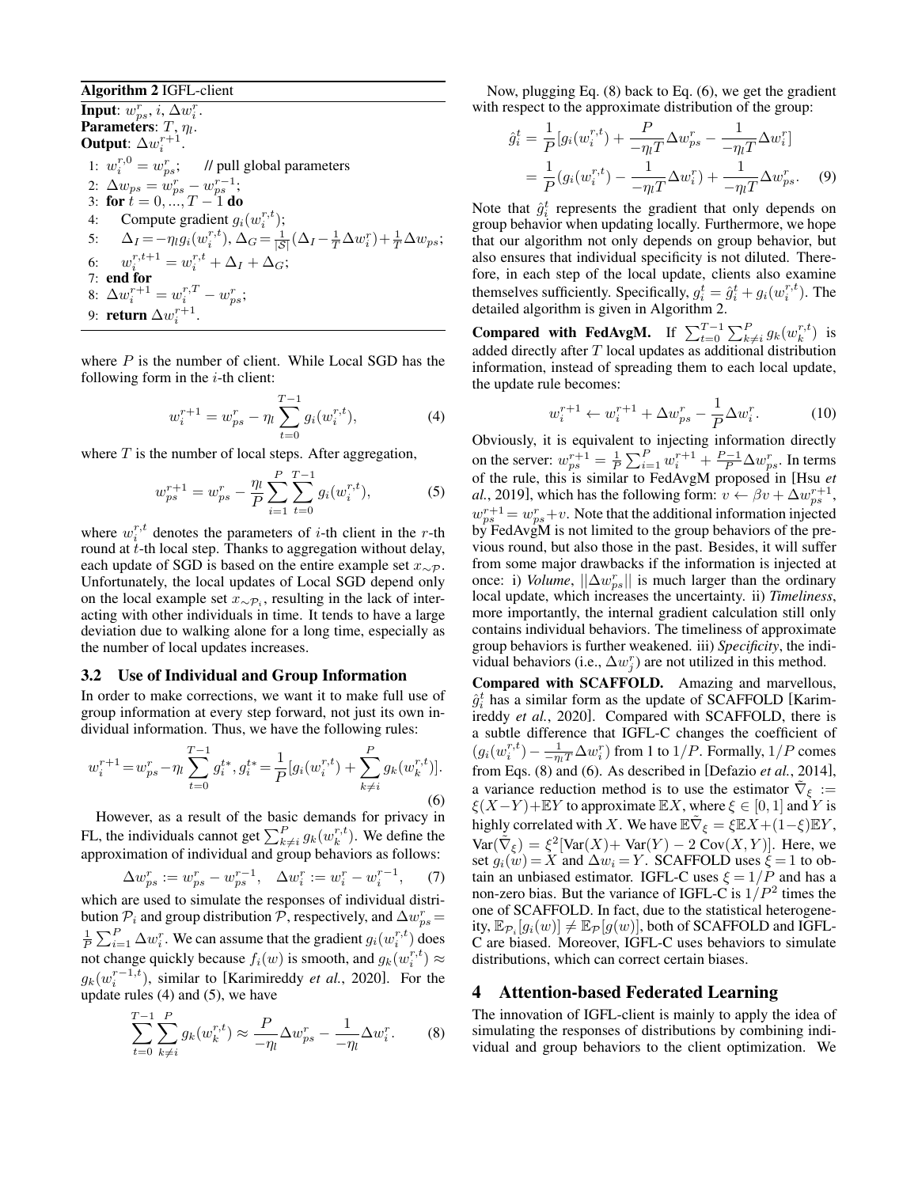**Algorithm 2** IGFL-client

**Input**: $w_{ps}^r$, $i$, $\Delta w_i^r$.
**Parameters**: $T$, $\eta_l$.
**Output**: $\Delta w_i^{r+1}$.

1: $w_i^{r,0} = w_{ps}^r$; // pull global parameters
2: $\Delta w_{ps} = w_{ps}^r - w_{ps}^{r-1}$;
3: **for** $t = 0, ..., T-1$ **do**
4: Compute gradient $g_i(w_i^{r,t})$;
5: $\Delta_I = -\eta_l g_i(w_i^{r,t})$, $\Delta_G = \frac{1}{|S|}(\Delta_I - \frac{1}{T}\Delta w_i^r) + \frac{1}{T}\Delta w_{ps}$;
6: $w_i^{r,t+1} = w_i^{r,t} + \Delta_I + \Delta_G$;
7: **end for**
8: $\Delta w_i^{r+1} = w_i^{r,T} - w_{ps}^r$;
9: **return** $\Delta w_i^{r+1}$.

where $P$ is the number of client. While Local SGD has the following form in the $i$-th client:

$$w_i^{r+1} = w_{ps}^r - \eta_l \sum_{t=0}^{T-1} g_i(w_i^{r,t}), \tag{4}$$

where $T$ is the number of local steps. After aggregation,

$$w_{ps}^{r+1} = w_{ps}^r - \frac{\eta_l}{P}\sum_{i=1}^{P}\sum_{t=0}^{T-1} g_i(w_i^{r,t}), \tag{5}$$

where $w_i^{r,t}$ denotes the parameters of $i$-th client in the $r$-th round at $t$-th local step. Thanks to aggregation without delay, each update of SGD is based on the entire example set $x_{\sim\mathcal{P}}$. Unfortunately, the local updates of Local SGD depend only on the local example set $x_{\sim\mathcal{P}_i}$, resulting in the lack of interacting with other individuals in time. It tends to have a large deviation due to walking alone for a long time, especially as the number of local updates increases.

### 3.2 Use of Individual and Group Information

In order to make corrections, we want it to make full use of group information at every step forward, not just its own individual information. Thus, we have the following rules:

$$w_i^{r+1} = w_{ps}^r - \eta_l \sum_{t=0}^{T-1} g_i^{t*}, g_i^{t*} = \frac{1}{P}[g_i(w_i^{r,t}) + \sum_{k\neq i}^{P} g_k(w_k^{r,t})]. \tag{6}$$

However, as a result of the basic demands for privacy in FL, the individuals cannot get $\sum_{k\neq i}^{P} g_k(w_k^{r,t})$. We define the approximation of individual and group behaviors as follows:

$$\Delta w_{ps}^r := w_{ps}^r - w_{ps}^{r-1}, \quad \Delta w_i^r := w_i^r - w_i^{r-1}, \tag{7}$$

which are used to simulate the responses of individual distribution $\mathcal{P}_i$ and group distribution $\mathcal{P}$, respectively, and $\Delta w_{ps}^r = \frac{1}{P}\sum_{i=1}^{P}\Delta w_i^r$. We can assume that the gradient $g_i(w_i^{r,t})$ does not change quickly because $f_i(w)$ is smooth, and $g_k(w_i^{r,t}) \approx g_k(w_i^{r-1,t})$, similar to [Karimireddy *et al.*, 2020]. For the update rules (4) and (5), we have

$$\sum_{t=0}^{T-1}\sum_{k\neq i}^{P} g_k(w_k^{r,t}) \approx \frac{P}{-\eta_l}\Delta w_{ps}^r - \frac{1}{-\eta_l}\Delta w_i^r. \tag{8}$$

Now, plugging Eq. (8) back to Eq. (6), we get the gradient with respect to the approximate distribution of the group:

$$\begin{aligned}\hat{g}_i^t &= \frac{1}{P}[g_i(w_i^{r,t}) + \frac{P}{-\eta_l T}\Delta w_{ps}^r - \frac{1}{-\eta_l T}\Delta w_i^r] \\ &= \frac{1}{P}(g_i(w_i^{r,t}) - \frac{1}{-\eta_l T}\Delta w_i^r) + \frac{1}{-\eta_l T}\Delta w_{ps}^r. \end{aligned} \tag{9}$$

Note that $\hat{g}_i^t$ represents the gradient that only depends on group behavior when updating locally. Furthermore, we hope that our algorithm not only depends on group behavior, but also ensures that individual specificity is not diluted. Therefore, in each step of the local update, clients also examine themselves sufficiently. Specifically, $g_i^t = \hat{g}_i^t + g_i(w_i^{r,t})$. The detailed algorithm is given in Algorithm 2.

**Compared with FedAvgM.** If $\sum_{t=0}^{T-1}\sum_{k\neq i}^{P} g_k(w_k^{r,t})$ is added directly after $T$ local updates as additional distribution information, instead of spreading them to each local update, the update rule becomes:

$$w_i^{r+1} \leftarrow w_i^{r+1} + \Delta w_{ps}^r - \frac{1}{P}\Delta w_i^r. \tag{10}$$

Obviously, it is equivalent to injecting information directly on the server: $w_{ps}^{r+1} = \frac{1}{P}\sum_{i=1}^{P} w_i^{r+1} + \frac{P-1}{P}\Delta w_{ps}^r$. In terms of the rule, this is similar to FedAvgM proposed in [Hsu *et al.*, 2019], which has the following form: $v \leftarrow \beta v + \Delta w_{ps}^{r+1}$, $w_{ps}^{r+1} = w_{ps}^r + v$. Note that the additional information injected by FedAvgM is not limited to the group behaviors of the previous round, but also those in the past. Besides, it will suffer from some major drawbacks if the information is injected at once: i) *Volume*, $||\Delta w_{ps}^r||$ is much larger than the ordinary local update, which increases the uncertainty. ii) *Timeliness*, more importantly, the internal gradient calculation still only contains individual behaviors. The timeliness of approximate group behaviors is further weakened. iii) *Specificity*, the individual behaviors (i.e., $\Delta w_j^r$) are not utilized in this method.

**Compared with SCAFFOLD.** Amazing and marvellous, $\hat{g}_i^t$ has a similar form as the update of SCAFFOLD [Karimireddy *et al.*, 2020]. Compared with SCAFFOLD, there is a subtle difference that IGFL-C changes the coefficient of $(g_i(w_i^{r,t}) - \frac{1}{-\eta_l T}\Delta w_i^r)$ from 1 to $1/P$. Formally, $1/P$ comes from Eqs. (8) and (6). As described in [Defazio *et al.*, 2014], a variance reduction method is to use the estimator $\tilde{\nabla}_\xi := \xi(X - Y) + \mathbb{E}Y$ to approximate $\mathbb{E}X$, where $\xi \in [0, 1]$ and $Y$ is highly correlated with $X$. We have $\mathbb{E}\tilde{\nabla}_\xi = \xi\mathbb{E}X + (1-\xi)\mathbb{E}Y$, $\text{Var}(\tilde{\nabla}_\xi) = \xi^2[\text{Var}(X) + \text{Var}(Y) - 2\,\text{Cov}(X, Y)]$. Here, we set $g_i(w) = X$ and $\Delta w_i = Y$. SCAFFOLD uses $\xi = 1$ to obtain an unbiased estimator. IGFL-C uses $\xi = 1/P$ and has a non-zero bias. But the variance of IGFL-C is $1/P^2$ times the one of SCAFFOLD. In fact, due to the statistical heterogeneity, $\mathbb{E}_{\mathcal{P}_i}[g_i(w)] \neq \mathbb{E}_{\mathcal{P}}[g(w)]$, both of SCAFFOLD and IGFL-C are biased. Moreover, IGFL-C uses behaviors to simulate distributions, which can correct certain biases.

## 4 Attention-based Federated Learning

The innovation of IGFL-client is mainly to apply the idea of simulating the responses of distributions by combining individual and group behaviors to the client optimization. We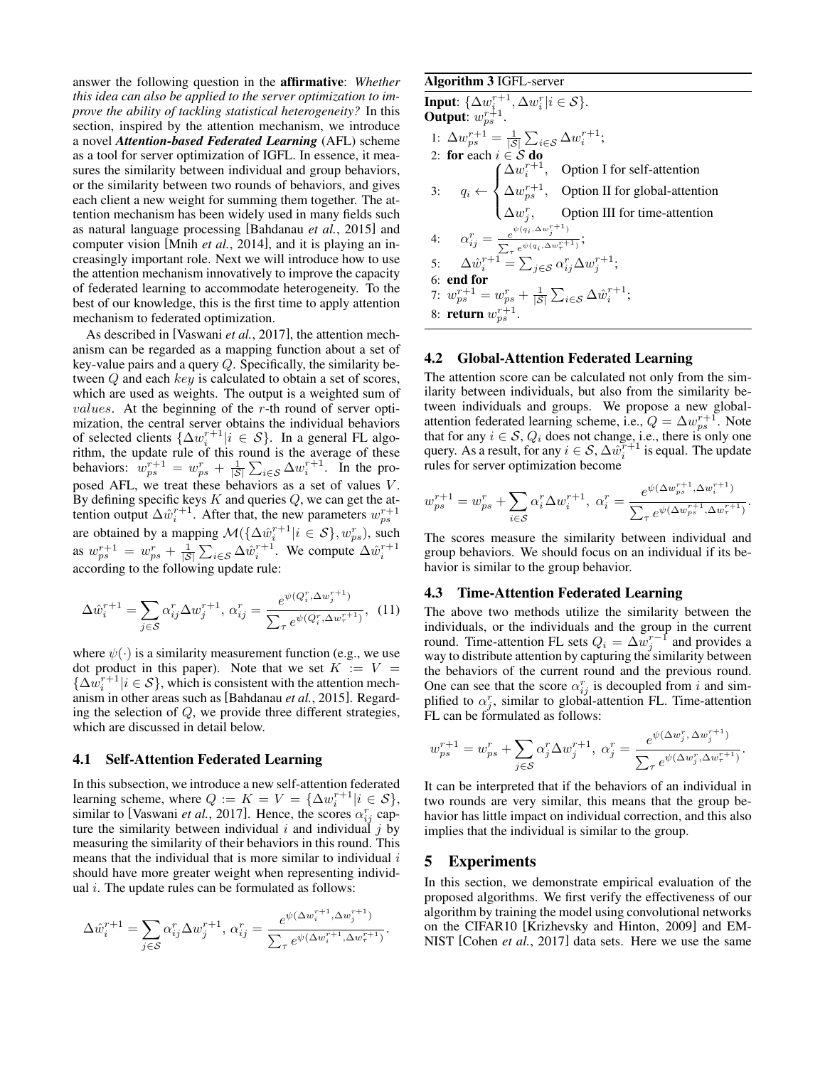answer the following question in the **affirmative**: *Whether this idea can also be applied to the server optimization to improve the ability of tackling statistical heterogeneity?* In this section, inspired by the attention mechanism, we introduce a novel ***Attention-based Federated Learning*** (AFL) scheme as a tool for server optimization of IGFL. In essence, it measures the similarity between individual and group behaviors, or the similarity between two rounds of behaviors, and gives each client a new weight for summing them together. The attention mechanism has been widely used in many fields such as natural language processing [Bahdanau *et al.*, 2015] and computer vision [Mnih *et al.*, 2014], and it is playing an increasingly important role. Next we will introduce how to use the attention mechanism innovatively to improve the capacity of federated learning to accommodate heterogeneity. To the best of our knowledge, this is the first time to apply attention mechanism to federated optimization.

As described in [Vaswani *et al.*, 2017], the attention mechanism can be regarded as a mapping function about a set of key-value pairs and a query $Q$. Specifically, the similarity between $Q$ and each $key$ is calculated to obtain a set of scores, which are used as weights. The output is a weighted sum of $values$. At the beginning of the $r$-th round of server optimization, the central server obtains the individual behaviors of selected clients $\{\Delta w_i^{r+1} | i \in \mathcal{S}\}$. In a general FL algorithm, the update rule of this round is the average of these behaviors: $w_{ps}^{r+1} = w_{ps}^r + \frac{1}{|\mathcal{S}|}\sum_{i\in\mathcal{S}} \Delta w_i^{r+1}$. In the proposed AFL, we treat these behaviors as a set of values $V$. By defining specific keys $K$ and queries $Q$, we can get the attention output $\Delta \hat{w}_i^{r+1}$. After that, the new parameters $w_{ps}^{r+1}$ are obtained by a mapping $\mathcal{M}(\{\Delta \hat{w}_i^{r+1} | i \in \mathcal{S}\}, w_{ps}^r)$, such as $w_{ps}^{r+1} = w_{ps}^r + \frac{1}{|\mathcal{S}|}\sum_{i\in\mathcal{S}} \Delta \hat{w}_i^{r+1}$. We compute $\Delta \hat{w}_i^{r+1}$ according to the following update rule:

$$\Delta \hat{w}_i^{r+1} = \sum_{j\in\mathcal{S}} \alpha_{ij}^r \Delta w_j^{r+1},\ \alpha_{ij}^r = \frac{e^{\psi(Q_i^r, \Delta w_j^{r+1})}}{\sum_\tau e^{\psi(Q_i^r, \Delta w_\tau^{r+1})}}, \quad (11)$$

where $\psi(\cdot)$ is a similarity measurement function (e.g., we use dot product in this paper). Note that we set $K := V = \{\Delta w_i^{r+1} | i \in \mathcal{S}\}$, which is consistent with the attention mechanism in other areas such as [Bahdanau *et al.*, 2015]. Regarding the selection of $Q$, we provide three different strategies, which are discussed in detail below.

### 4.1 Self-Attention Federated Learning

In this subsection, we introduce a new self-attention federated learning scheme, where $Q := K = V = \{\Delta w_i^{r+1} | i \in \mathcal{S}\}$, similar to [Vaswani *et al.*, 2017]. Hence, the scores $\alpha_{ij}^r$ capture the similarity between individual $i$ and individual $j$ by measuring the similarity of their behaviors in this round. This means that the individual that is more similar to individual $i$ should have more greater weight when representing individual $i$. The update rules can be formulated as follows:

$$\Delta \hat{w}_i^{r+1} = \sum_{j\in\mathcal{S}} \alpha_{ij}^r \Delta w_j^{r+1},\ \alpha_{ij}^r = \frac{e^{\psi(\Delta w_i^{r+1}, \Delta w_j^{r+1})}}{\sum_\tau e^{\psi(\Delta w_i^{r+1}, \Delta w_\tau^{r+1})}}.$$

**Algorithm 3** IGFL-server

**Input**: $\{\Delta w_i^{r+1}, \Delta w_i^r | i \in \mathcal{S}\}$.
**Output**: $w_{ps}^{r+1}$.

1: $\Delta w_{ps}^{r+1} = \frac{1}{|\mathcal{S}|}\sum_{i\in\mathcal{S}} \Delta w_i^{r+1}$;
2: **for** each $i \in \mathcal{S}$ **do**
3: $\quad q_i \leftarrow \begin{cases} \Delta w_i^{r+1}, & \text{Option I for self-attention} \\ \Delta w_{ps}^{r+1}, & \text{Option II for global-attention} \\ \Delta w_j^r, & \text{Option III for time-attention} \end{cases}$
4: $\quad \alpha_{ij}^r = \frac{e^{\psi(q_i, \Delta w_j^{r+1})}}{\sum_\tau e^{\psi(q_i, \Delta w_\tau^{r+1})}}$;
5: $\quad \Delta \hat{w}_i^{r+1} = \sum_{j\in\mathcal{S}} \alpha_{ij}^r \Delta w_j^{r+1}$;
6: **end for**
7: $w_{ps}^{r+1} = w_{ps}^r + \frac{1}{|\mathcal{S}|}\sum_{i\in\mathcal{S}} \Delta \hat{w}_i^{r+1}$;
8: **return** $w_{ps}^{r+1}$.

### 4.2 Global-Attention Federated Learning

The attention score can be calculated not only from the similarity between individuals, but also from the similarity between individuals and groups. We propose a new global-attention federated learning scheme, i.e., $Q = \Delta w_{ps}^{r+1}$. Note that for any $i \in \mathcal{S}$, $Q_i$ does not change, i.e., there is only one query. As a result, for any $i \in \mathcal{S}$, $\Delta \hat{w}_i^{r+1}$ is equal. The update rules for server optimization become

$$w_{ps}^{r+1} = w_{ps}^r + \sum_{i\in\mathcal{S}} \alpha_i^r \Delta w_i^{r+1},\ \alpha_i^r = \frac{e^{\psi(\Delta w_{ps}^{r+1}, \Delta w_i^{r+1})}}{\sum_\tau e^{\psi(\Delta w_{ps}^{r+1}, \Delta w_\tau^{r+1})}}.$$

The scores measure the similarity between individual and group behaviors. We should focus on an individual if its behavior is similar to the group behavior.

### 4.3 Time-Attention Federated Learning

The above two methods utilize the similarity between the individuals, or the individuals and the group in the current round. Time-attention FL sets $Q_i = \Delta w_j^{r-1}$ and provides a way to distribute attention by capturing the similarity between the behaviors of the current round and the previous round. One can see that the score $\alpha_{ij}^r$ is decoupled from $i$ and simplified to $\alpha_j^r$, similar to global-attention FL. Time-attention FL can be formulated as follows:

$$w_{ps}^{r+1} = w_{ps}^r + \sum_{j\in\mathcal{S}} \alpha_j^r \Delta w_j^{r+1},\ \alpha_j^r = \frac{e^{\psi(\Delta w_j^r, \Delta w_j^{r+1})}}{\sum_\tau e^{\psi(\Delta w_\tau^r, \Delta w_\tau^{r+1})}}.$$

It can be interpreted that if the behaviors of an individual in two rounds are very similar, this means that the group behavior has little impact on individual correction, and this also implies that the individual is similar to the group.

## 5 Experiments

In this section, we demonstrate empirical evaluation of the proposed algorithms. We first verify the effectiveness of our algorithm by training the model using convolutional networks on the CIFAR10 [Krizhevsky and Hinton, 2009] and EMNIST [Cohen *et al.*, 2017] data sets. Here we use the same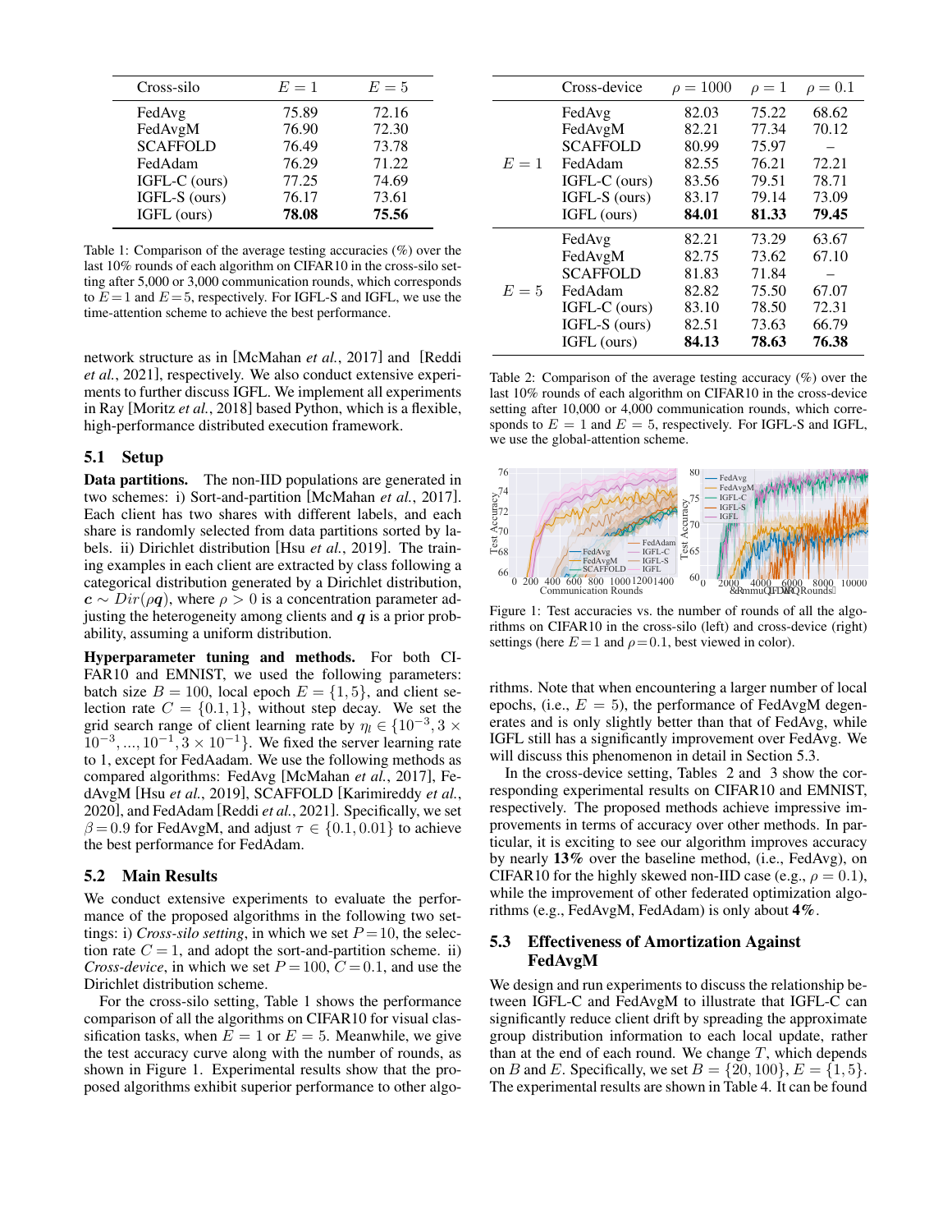| Cross-silo | $E=1$ | $E=5$ |
|---|---|---|
| FedAvg | 75.89 | 72.16 |
| FedAvgM | 76.90 | 72.30 |
| SCAFFOLD | 76.49 | 73.78 |
| FedAdam | 76.29 | 71.22 |
| IGFL-C (ours) | 77.25 | 74.69 |
| IGFL-S (ours) | 76.17 | 73.61 |
| IGFL (ours) | **78.08** | **75.56** |

Table 1: Comparison of the average testing accuracies (%) over the last 10% rounds of each algorithm on CIFAR10 in the cross-silo setting after 5,000 or 3,000 communication rounds, which corresponds to $E=1$ and $E=5$, respectively. For IGFL-S and IGFL, we use the time-attention scheme to achieve the best performance.

network structure as in [McMahan *et al.*, 2017] and [Reddi *et al.*, 2021], respectively. We also conduct extensive experiments to further discuss IGFL. We implement all experiments in Ray [Moritz *et al.*, 2018] based Python, which is a flexible, high-performance distributed execution framework.

### 5.1 Setup

**Data partitions.** The non-IID populations are generated in two schemes: i) Sort-and-partition [McMahan *et al.*, 2017]. Each client has two shares with different labels, and each share is randomly selected from data partitions sorted by labels. ii) Dirichlet distribution [Hsu *et al.*, 2019]. The training examples in each client are extracted by class following a categorical distribution generated by a Dirichlet distribution, $\boldsymbol{c} \sim Dir(\rho \boldsymbol{q})$, where $\rho > 0$ is a concentration parameter adjusting the heterogeneity among clients and $\boldsymbol{q}$ is a prior probability, assuming a uniform distribution.

**Hyperparameter tuning and methods.** For both CIFAR10 and EMNIST, we used the following parameters: batch size $B=100$, local epoch $E=\{1,5\}$, and client selection rate $C=\{0.1,1\}$, without step decay. We set the grid search range of client learning rate by $\eta_l \in \{10^{-3}, 3\times 10^{-3}, ..., 10^{-1}, 3\times 10^{-1}\}$. We fixed the server learning rate to 1, except for FedAadam. We use the following methods as compared algorithms: FedAvg [McMahan *et al.*, 2017], FedAvgM [Hsu *et al.*, 2019], SCAFFOLD [Karimireddy *et al.*, 2020], and FedAdam [Reddi *et al.*, 2021]. Specifically, we set $\beta=0.9$ for FedAvgM, and adjust $\tau \in \{0.1, 0.01\}$ to achieve the best performance for FedAdam.

### 5.2 Main Results

We conduct extensive experiments to evaluate the performance of the proposed algorithms in the following two settings: i) *Cross-silo setting*, in which we set $P=10$, the selection rate $C=1$, and adopt the sort-and-partition scheme. ii) *Cross-device*, in which we set $P=100$, $C=0.1$, and use the Dirichlet distribution scheme.

For the cross-silo setting, Table 1 shows the performance comparison of all the algorithms on CIFAR10 for visual classification tasks, when $E=1$ or $E=5$. Meanwhile, we give the test accuracy curve along with the number of rounds, as shown in Figure 1. Experimental results show that the proposed algorithms exhibit superior performance to other algorithms. Note that when encountering a larger number of local epochs, (i.e., $E=5$), the performance of FedAvgM degenerates and is only slightly better than that of FedAvg, while IGFL still has a significantly improvement over FedAvg. We will discuss this phenomenon in detail in Section 5.3.

|  | Cross-device | $\rho=1000$ | $\rho=1$ | $\rho=0.1$ |
|---|---|---|---|---|
| $E=1$ | FedAvg | 82.03 | 75.22 | 68.62 |
|  | FedAvgM | 82.21 | 77.34 | 70.12 |
|  | SCAFFOLD | 80.99 | 75.97 | – |
|  | FedAdam | 82.55 | 76.21 | 72.21 |
|  | IGFL-C (ours) | 83.56 | 79.51 | 78.71 |
|  | IGFL-S (ours) | 83.17 | 79.14 | 73.09 |
|  | IGFL (ours) | **84.01** | **81.33** | **79.45** |
| $E=5$ | FedAvg | 82.21 | 73.29 | 63.67 |
|  | FedAvgM | 82.75 | 73.62 | 67.10 |
|  | SCAFFOLD | 81.83 | 71.84 | – |
|  | FedAdam | 82.82 | 75.50 | 67.07 |
|  | IGFL-C (ours) | 83.10 | 78.50 | 72.31 |
|  | IGFL-S (ours) | 82.51 | 73.63 | 66.79 |
|  | IGFL (ours) | **84.13** | **78.63** | **76.38** |

Table 2: Comparison of the average testing accuracy (%) over the last 10% rounds of each algorithm on CIFAR10 in the cross-device setting after 10,000 or 4,000 communication rounds, which corresponds to $E=1$ and $E=5$, respectively. For IGFL-S and IGFL, we use the global-attention scheme.

Figure 1: Test accuracies vs. the number of rounds of all the algorithms on CIFAR10 in the cross-silo (left) and cross-device (right) settings (here $E=1$ and $\rho=0.1$, best viewed in color).

In the cross-device setting, Tables 2 and 3 show the corresponding experimental results on CIFAR10 and EMNIST, respectively. The proposed methods achieve impressive improvements in terms of accuracy over other methods. In particular, it is exciting to see our algorithm improves accuracy by nearly **13%** over the baseline method, (i.e., FedAvg), on CIFAR10 for the highly skewed non-IID case (e.g., $\rho=0.1$), while the improvement of other federated optimization algorithms (e.g., FedAvgM, FedAdam) is only about **4%**.

### 5.3 Effectiveness of Amortization Against FedAvgM

We design and run experiments to discuss the relationship between IGFL-C and FedAvgM to illustrate that IGFL-C can significantly reduce client drift by spreading the approximate group distribution information to each local update, rather than at the end of each round. We change $T$, which depends on $B$ and $E$. Specifically, we set $B=\{20,100\}$, $E=\{1,5\}$. The experimental results are shown in Table 4. It can be found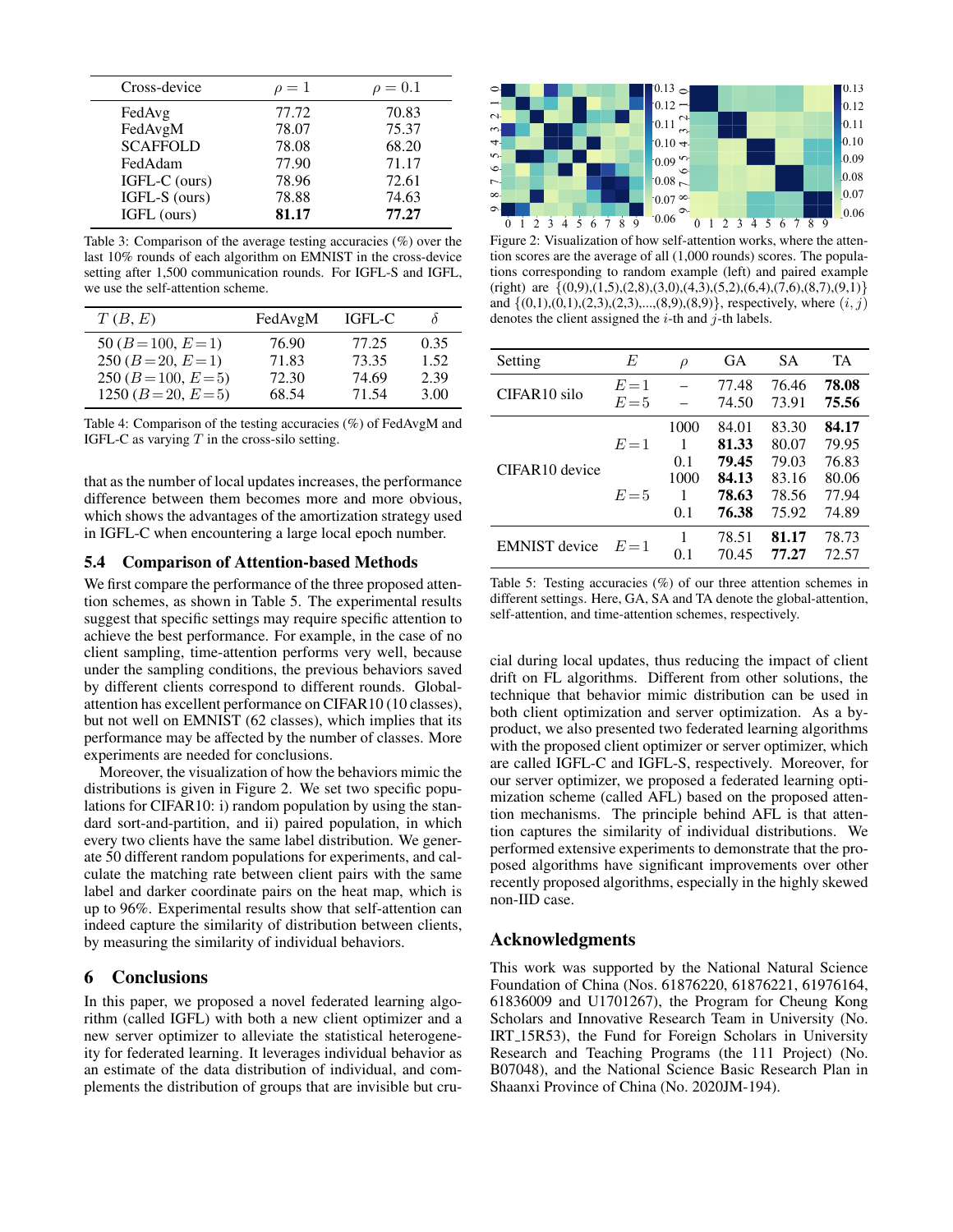| Cross-device | $\rho = 1$ | $\rho = 0.1$ |
|---|---|---|
| FedAvg | 77.72 | 70.83 |
| FedAvgM | 78.07 | 75.37 |
| SCAFFOLD | 78.08 | 68.20 |
| FedAdam | 77.90 | 71.17 |
| IGFL-C (ours) | 78.96 | 72.61 |
| IGFL-S (ours) | 78.88 | 74.63 |
| IGFL (ours) | **81.17** | **77.27** |

Table 3: Comparison of the average testing accuracies (%) over the last 10% rounds of each algorithm on EMNIST in the cross-device setting after 1,500 communication rounds. For IGFL-S and IGFL, we use the self-attention scheme.

| $T$ $(B, E)$ | FedAvgM | IGFL-C | $\delta$ |
|---|---|---|---|
| 50 $(B = 100, E = 1)$ | 76.90 | 77.25 | 0.35 |
| 250 $(B = 20, E = 1)$ | 71.83 | 73.35 | 1.52 |
| 250 $(B = 100, E = 5)$ | 72.30 | 74.69 | 2.39 |
| 1250 $(B = 20, E = 5)$ | 68.54 | 71.54 | 3.00 |

Table 4: Comparison of the testing accuracies (%) of FedAvgM and IGFL-C as varying $T$ in the cross-silo setting.

that as the number of local updates increases, the performance difference between them becomes more and more obvious, which shows the advantages of the amortization strategy used in IGFL-C when encountering a large local epoch number.

### 5.4 Comparison of Attention-based Methods

We first compare the performance of the three proposed attention schemes, as shown in Table 5. The experimental results suggest that specific settings may require specific attention to achieve the best performance. For example, in the case of no client sampling, time-attention performs very well, because under the sampling conditions, the previous behaviors saved by different clients correspond to different rounds. Global-attention has excellent performance on CIFAR10 (10 classes), but not well on EMNIST (62 classes), which implies that its performance may be affected by the number of classes. More experiments are needed for conclusions.

Moreover, the visualization of how the behaviors mimic the distributions is given in Figure 2. We set two specific populations for CIFAR10: i) random population by using the standard sort-and-partition, and ii) paired population, in which every two clients have the same label distribution. We generate 50 different random populations for experiments, and calculate the matching rate between client pairs with the same label and darker coordinate pairs on the heat map, which is up to 96%. Experimental results show that self-attention can indeed capture the similarity of distribution between clients, by measuring the similarity of individual behaviors.

Figure 2: Visualization of how self-attention works, where the attention scores are the average of all (1,000 rounds) scores. The populations corresponding to random example (left) and paired example (right) are $\{(0,9),(1,5),(2,8),(3,0),(4,3),(5,2),(6,4),(7,6),(8,7),(9,1)\}$ and $\{(0,1),(0,1),(2,3),(2,3),...,(8,9),(8,9)\}$, respectively, where $(i, j)$ denotes the client assigned the $i$-th and $j$-th labels.

| Setting | $E$ | $\rho$ | GA | SA | TA |
|---|---|---|---|---|---|
| CIFAR10 silo | $E = 1$ | – | 77.48 | 76.46 | **78.08** |
| | $E = 5$ | – | 74.50 | 73.91 | **75.56** |
| CIFAR10 device | $E = 1$ | 1000 | 84.01 | 83.30 | **84.17** |
| | | 1 | **81.33** | 80.07 | 79.95 |
| | | 0.1 | **79.45** | 79.03 | 76.83 |
| | $E = 5$ | 1000 | **84.13** | 83.16 | 80.06 |
| | | 1 | **78.63** | 78.56 | 77.94 |
| | | 0.1 | **76.38** | 75.92 | 74.89 |
| EMNIST device | $E = 1$ | 1 | 78.51 | **81.17** | 78.73 |
| | | 0.1 | 70.45 | **77.27** | 72.57 |

Table 5: Testing accuracies (%) of our three attention schemes in different settings. Here, GA, SA and TA denote the global-attention, self-attention, and time-attention schemes, respectively.

## 6 Conclusions

In this paper, we proposed a novel federated learning algorithm (called IGFL) with both a new client optimizer and a new server optimizer to alleviate the statistical heterogeneity for federated learning. It leverages individual behavior as an estimate of the data distribution of individual, and complements the distribution of groups that are invisible but crucial during local updates, thus reducing the impact of client drift on FL algorithms. Different from other solutions, the technique that behavior mimic distribution can be used in both client optimization and server optimization. As a by-product, we also presented two federated learning algorithms with the proposed client optimizer or server optimizer, which are called IGFL-C and IGFL-S, respectively. Moreover, for our server optimizer, we proposed a federated learning optimization scheme (called AFL) based on the proposed attention mechanisms. The principle behind AFL is that attention captures the similarity of individual distributions. We performed extensive experiments to demonstrate that the proposed algorithms have significant improvements over other recently proposed algorithms, especially in the highly skewed non-IID case.

## Acknowledgments

This work was supported by the National Natural Science Foundation of China (Nos. 61876220, 61876221, 61976164, 61836009 and U1701267), the Program for Cheung Kong Scholars and Innovative Research Team in University (No. IRT_15R53), the Fund for Foreign Scholars in University Research and Teaching Programs (the 111 Project) (No. B07048), and the National Science Basic Research Plan in Shaanxi Province of China (No. 2020JM-194).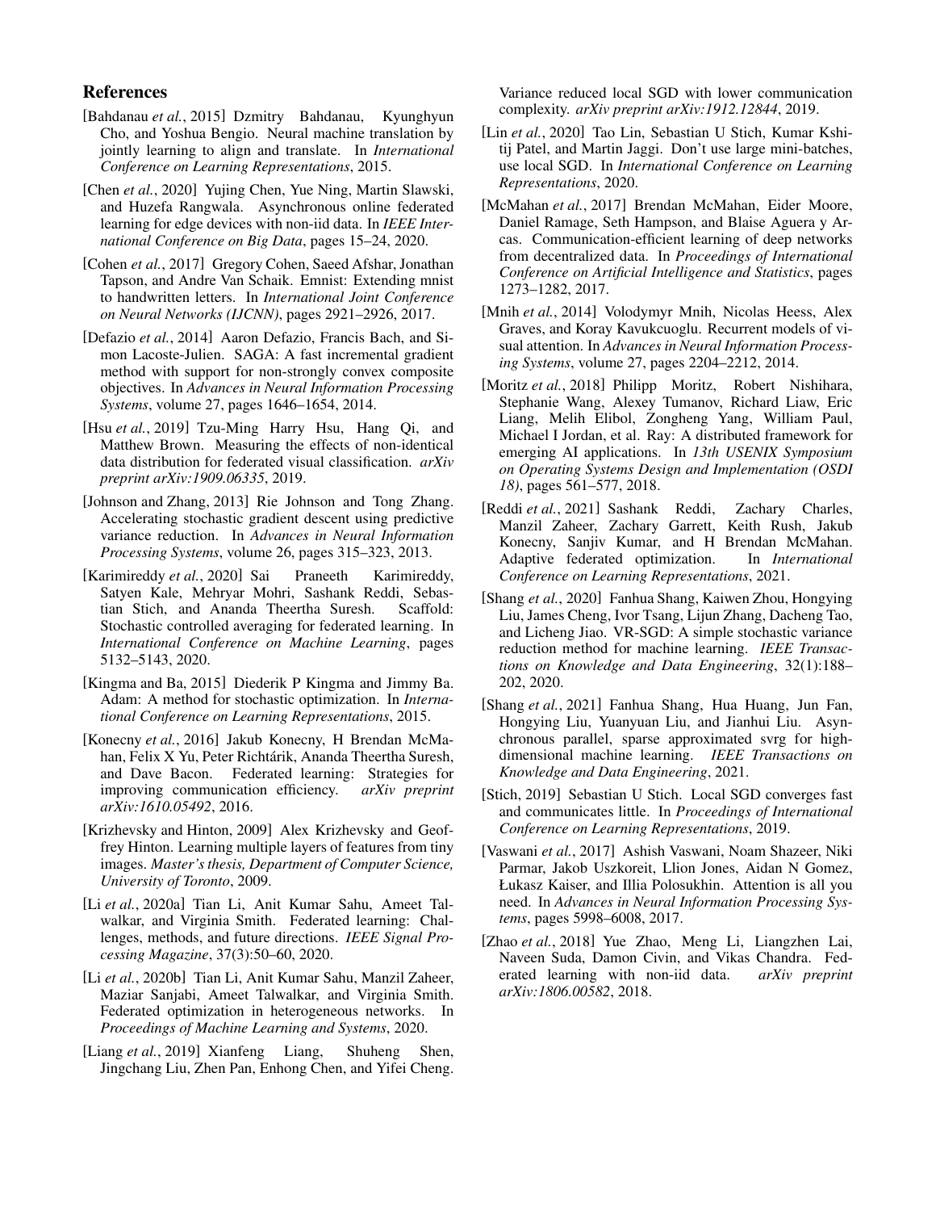## References

[Bahdanau *et al.*, 2015] Dzmitry Bahdanau, Kyunghyun Cho, and Yoshua Bengio. Neural machine translation by jointly learning to align and translate. In *International Conference on Learning Representations*, 2015.

[Chen *et al.*, 2020] Yujing Chen, Yue Ning, Martin Slawski, and Huzefa Rangwala. Asynchronous online federated learning for edge devices with non-iid data. In *IEEE International Conference on Big Data*, pages 15–24, 2020.

[Cohen *et al.*, 2017] Gregory Cohen, Saeed Afshar, Jonathan Tapson, and Andre Van Schaik. Emnist: Extending mnist to handwritten letters. In *International Joint Conference on Neural Networks (IJCNN)*, pages 2921–2926, 2017.

[Defazio *et al.*, 2014] Aaron Defazio, Francis Bach, and Simon Lacoste-Julien. SAGA: A fast incremental gradient method with support for non-strongly convex composite objectives. In *Advances in Neural Information Processing Systems*, volume 27, pages 1646–1654, 2014.

[Hsu *et al.*, 2019] Tzu-Ming Harry Hsu, Hang Qi, and Matthew Brown. Measuring the effects of non-identical data distribution for federated visual classification. *arXiv preprint arXiv:1909.06335*, 2019.

[Johnson and Zhang, 2013] Rie Johnson and Tong Zhang. Accelerating stochastic gradient descent using predictive variance reduction. In *Advances in Neural Information Processing Systems*, volume 26, pages 315–323, 2013.

[Karimireddy *et al.*, 2020] Sai Praneeth Karimireddy, Satyen Kale, Mehryar Mohri, Sashank Reddi, Sebastian Stich, and Ananda Theertha Suresh. Scaffold: Stochastic controlled averaging for federated learning. In *International Conference on Machine Learning*, pages 5132–5143, 2020.

[Kingma and Ba, 2015] Diederik P Kingma and Jimmy Ba. Adam: A method for stochastic optimization. In *International Conference on Learning Representations*, 2015.

[Konecny *et al.*, 2016] Jakub Konecny, H Brendan McMahan, Felix X Yu, Peter Richtárik, Ananda Theertha Suresh, and Dave Bacon. Federated learning: Strategies for improving communication efficiency. *arXiv preprint arXiv:1610.05492*, 2016.

[Krizhevsky and Hinton, 2009] Alex Krizhevsky and Geoffrey Hinton. Learning multiple layers of features from tiny images. *Master's thesis, Department of Computer Science, University of Toronto*, 2009.

[Li *et al.*, 2020a] Tian Li, Anit Kumar Sahu, Ameet Talwalkar, and Virginia Smith. Federated learning: Challenges, methods, and future directions. *IEEE Signal Processing Magazine*, 37(3):50–60, 2020.

[Li *et al.*, 2020b] Tian Li, Anit Kumar Sahu, Manzil Zaheer, Maziar Sanjabi, Ameet Talwalkar, and Virginia Smith. Federated optimization in heterogeneous networks. In *Proceedings of Machine Learning and Systems*, 2020.

[Liang *et al.*, 2019] Xianfeng Liang, Shuheng Shen, Jingchang Liu, Zhen Pan, Enhong Chen, and Yifei Cheng. Variance reduced local SGD with lower communication complexity. *arXiv preprint arXiv:1912.12844*, 2019.

[Lin *et al.*, 2020] Tao Lin, Sebastian U Stich, Kumar Kshitij Patel, and Martin Jaggi. Don't use large mini-batches, use local SGD. In *International Conference on Learning Representations*, 2020.

[McMahan *et al.*, 2017] Brendan McMahan, Eider Moore, Daniel Ramage, Seth Hampson, and Blaise Aguera y Arcas. Communication-efficient learning of deep networks from decentralized data. In *Proceedings of International Conference on Artificial Intelligence and Statistics*, pages 1273–1282, 2017.

[Mnih *et al.*, 2014] Volodymyr Mnih, Nicolas Heess, Alex Graves, and Koray Kavukcuoglu. Recurrent models of visual attention. In *Advances in Neural Information Processing Systems*, volume 27, pages 2204–2212, 2014.

[Moritz *et al.*, 2018] Philipp Moritz, Robert Nishihara, Stephanie Wang, Alexey Tumanov, Richard Liaw, Eric Liang, Melih Elibol, Zongheng Yang, William Paul, Michael I Jordan, et al. Ray: A distributed framework for emerging AI applications. In *13th USENIX Symposium on Operating Systems Design and Implementation (OSDI 18)*, pages 561–577, 2018.

[Reddi *et al.*, 2021] Sashank Reddi, Zachary Charles, Manzil Zaheer, Zachary Garrett, Keith Rush, Jakub Konecny, Sanjiv Kumar, and H Brendan McMahan. Adaptive federated optimization. In *International Conference on Learning Representations*, 2021.

[Shang *et al.*, 2020] Fanhua Shang, Kaiwen Zhou, Hongying Liu, James Cheng, Ivor Tsang, Lijun Zhang, Dacheng Tao, and Licheng Jiao. VR-SGD: A simple stochastic variance reduction method for machine learning. *IEEE Transactions on Knowledge and Data Engineering*, 32(1):188–202, 2020.

[Shang *et al.*, 2021] Fanhua Shang, Hua Huang, Jun Fan, Hongying Liu, Yuanyuan Liu, and Jianhui Liu. Asynchronous parallel, sparse approximated svrg for high-dimensional machine learning. *IEEE Transactions on Knowledge and Data Engineering*, 2021.

[Stich, 2019] Sebastian U Stich. Local SGD converges fast and communicates little. In *Proceedings of International Conference on Learning Representations*, 2019.

[Vaswani *et al.*, 2017] Ashish Vaswani, Noam Shazeer, Niki Parmar, Jakob Uszkoreit, Llion Jones, Aidan N Gomez, Łukasz Kaiser, and Illia Polosukhin. Attention is all you need. In *Advances in Neural Information Processing Systems*, pages 5998–6008, 2017.

[Zhao *et al.*, 2018] Yue Zhao, Meng Li, Liangzhen Lai, Naveen Suda, Damon Civin, and Vikas Chandra. Federated learning with non-iid data. *arXiv preprint arXiv:1806.00582*, 2018.